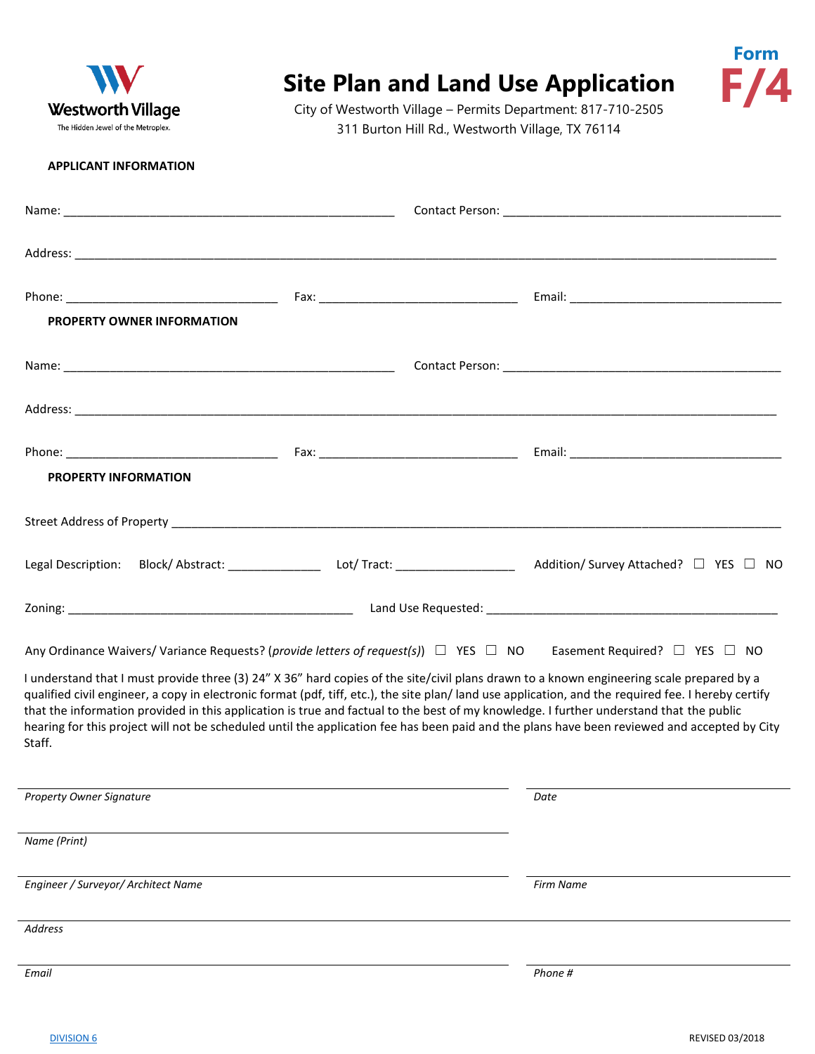Westworth Village
The Hidden Jewel of the Metroplex.

# Site Plan and Land Use Application

City of Westworth Village – Permits Department: 817-710-2505
311 Burton Hill Rd., Westworth Village, TX 76114

**Form F/4**

**APPLICANT INFORMATION**

Name: ______________________________ Contact Person: ______________________________

Address: ____________________________________________________________

Phone: ____________________ Fax: ____________________ Email: ____________________

**PROPERTY OWNER INFORMATION**

Name: ______________________________ Contact Person: ______________________________

Address: ____________________________________________________________

Phone: ____________________ Fax: ____________________ Email: ____________________

**PROPERTY INFORMATION**

Street Address of Property ____________________________________________________________

Legal Description: Block/ Abstract: ______________ Lot/ Tract: ______________ Addition/ Survey Attached? ☐ YES ☐ NO

Zoning: ______________________________ Land Use Requested: ______________________________

Any Ordinance Waivers/ Variance Requests? (*provide letters of request(s)*) ☐ YES ☐ NO Easement Required? ☐ YES ☐ NO

I understand that I must provide three (3) 24" X 36" hard copies of the site/civil plans drawn to a known engineering scale prepared by a qualified civil engineer, a copy in electronic format (pdf, tiff, etc.), the site plan/ land use application, and the required fee. I hereby certify that the information provided in this application is true and factual to the best of my knowledge. I further understand that the public hearing for this project will not be scheduled until the application fee has been paid and the plans have been reviewed and accepted by City Staff.

______________________________ ______________________________
*Property Owner Signature* *Date*

______________________________
*Name (Print)*

______________________________ ______________________________
*Engineer / Surveyor/ Architect Name* *Firm Name*

______________________________
*Address*

______________________________ ______________________________
*Email* *Phone #*

DIVISION 6

REVISED 03/2018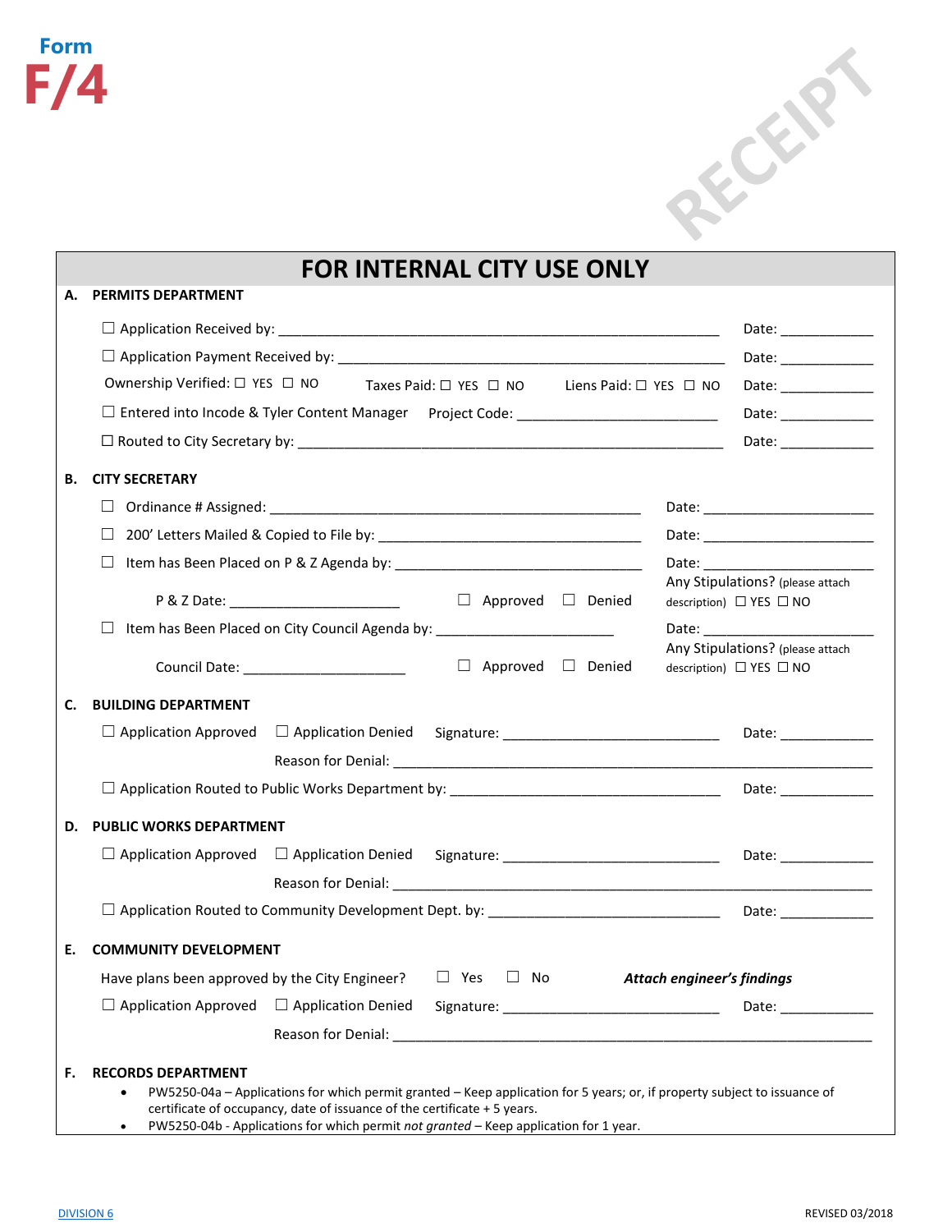Form
# F/4

RECEIPT

## FOR INTERNAL CITY USE ONLY

**A. PERMITS DEPARTMENT**

☐ Application Received by: ______________________________ Date: ____________

☐ Application Payment Received by: ______________________________ Date: ____________

Ownership Verified: ☐ YES ☐ NO Taxes Paid: ☐ YES ☐ NO Liens Paid: ☐ YES ☐ NO Date: ____________

☐ Entered into Incode & Tyler Content Manager Project Code: ______________________ Date: ____________

☐ Routed to City Secretary by: ______________________________ Date: ____________

**B. CITY SECRETARY**

☐ Ordinance # Assigned: ______________________________ Date: ____________________

☐ 200' Letters Mailed & Copied to File by: ______________________________ Date: ____________________

☐ Item has Been Placed on P & Z Agenda by: ______________________________ Date: ____________________

P & Z Date: ____________________ ☐ Approved ☐ Denied Any Stipulations? (please attach description) ☐ YES ☐ NO

☐ Item has Been Placed on City Council Agenda by: ______________________ Date: ____________________

Council Date: ____________________ ☐ Approved ☐ Denied Any Stipulations? (please attach description) ☐ YES ☐ NO

**C. BUILDING DEPARTMENT**

☐ Application Approved ☐ Application Denied Signature: __________________________ Date: ____________

Reason for Denial: ______________________________________________________________

☐ Application Routed to Public Works Department by: ______________________________ Date: ____________

**D. PUBLIC WORKS DEPARTMENT**

☐ Application Approved ☐ Application Denied Signature: __________________________ Date: ____________

Reason for Denial: ______________________________________________________________

☐ Application Routed to Community Development Dept. by: ______________________________ Date: ____________

**E. COMMUNITY DEVELOPMENT**

Have plans been approved by the City Engineer? ☐ Yes ☐ No ***Attach engineer's findings***

☐ Application Approved ☐ Application Denied Signature: __________________________ Date: ____________

Reason for Denial: ______________________________________________________________

**F. RECORDS DEPARTMENT**

- PW5250-04a – Applications for which permit granted – Keep application for 5 years; or, if property subject to issuance of certificate of occupancy, date of issuance of the certificate + 5 years.
- PW5250-04b - Applications for which permit *not granted* – Keep application for 1 year.

DIVISION 6

REVISED 03/2018